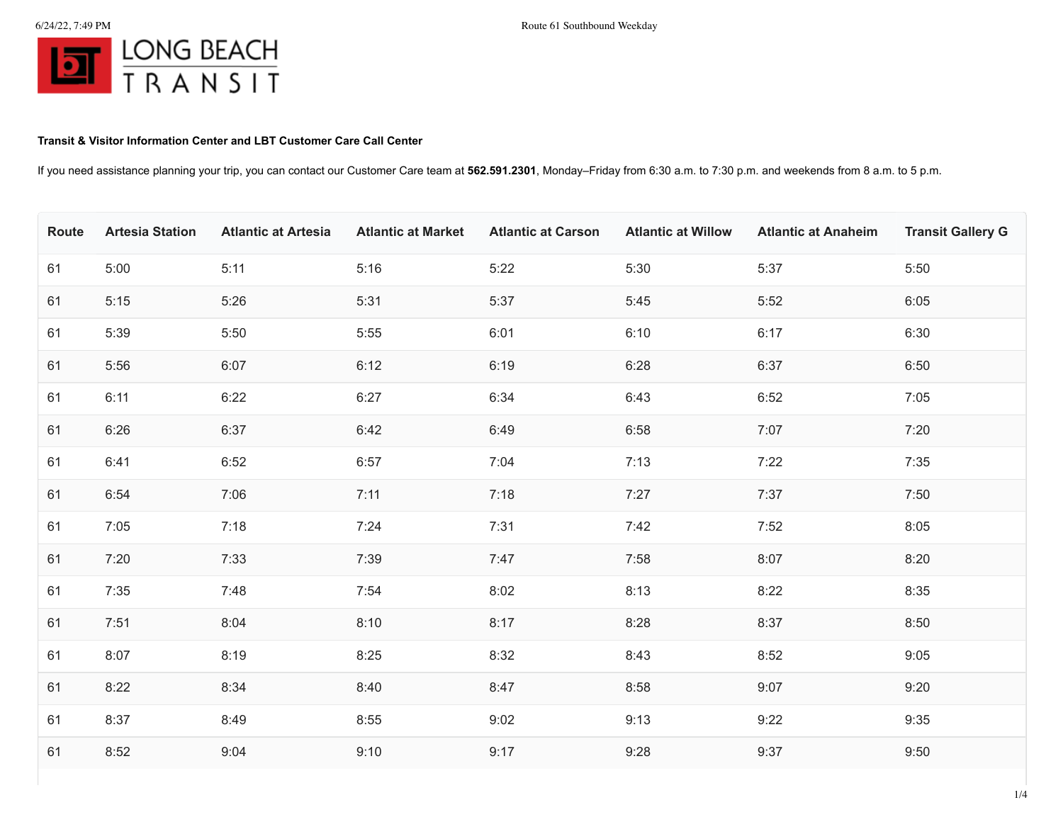**Transit & Visitor Information Center and LBT Customer Care Call Center**

If you need assistance planning your trip, you can contact our Customer Care team at **562.591.2301**, Monday–Friday from 6:30 a.m. to 7:30 p.m. and weekends from 8 a.m. to 5 p.m.

| Route | Artesia Station | Atlantic at Artesia | Atlantic at Market | Atlantic at Carson | Atlantic at Willow | Atlantic at Anaheim | Transit Gallery G |
|---|---|---|---|---|---|---|---|
| 61 | 5:00 | 5:11 | 5:16 | 5:22 | 5:30 | 5:37 | 5:50 |
| 61 | 5:15 | 5:26 | 5:31 | 5:37 | 5:45 | 5:52 | 6:05 |
| 61 | 5:39 | 5:50 | 5:55 | 6:01 | 6:10 | 6:17 | 6:30 |
| 61 | 5:56 | 6:07 | 6:12 | 6:19 | 6:28 | 6:37 | 6:50 |
| 61 | 6:11 | 6:22 | 6:27 | 6:34 | 6:43 | 6:52 | 7:05 |
| 61 | 6:26 | 6:37 | 6:42 | 6:49 | 6:58 | 7:07 | 7:20 |
| 61 | 6:41 | 6:52 | 6:57 | 7:04 | 7:13 | 7:22 | 7:35 |
| 61 | 6:54 | 7:06 | 7:11 | 7:18 | 7:27 | 7:37 | 7:50 |
| 61 | 7:05 | 7:18 | 7:24 | 7:31 | 7:42 | 7:52 | 8:05 |
| 61 | 7:20 | 7:33 | 7:39 | 7:47 | 7:58 | 8:07 | 8:20 |
| 61 | 7:35 | 7:48 | 7:54 | 8:02 | 8:13 | 8:22 | 8:35 |
| 61 | 7:51 | 8:04 | 8:10 | 8:17 | 8:28 | 8:37 | 8:50 |
| 61 | 8:07 | 8:19 | 8:25 | 8:32 | 8:43 | 8:52 | 9:05 |
| 61 | 8:22 | 8:34 | 8:40 | 8:47 | 8:58 | 9:07 | 9:20 |
| 61 | 8:37 | 8:49 | 8:55 | 9:02 | 9:13 | 9:22 | 9:35 |
| 61 | 8:52 | 9:04 | 9:10 | 9:17 | 9:28 | 9:37 | 9:50 |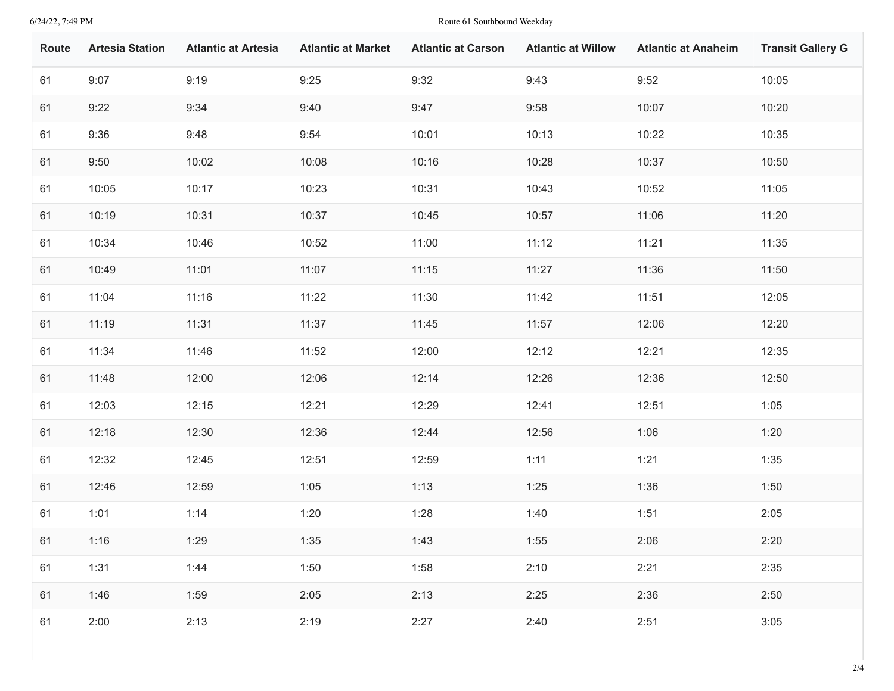| Route | Artesia Station | Atlantic at Artesia | Atlantic at Market | Atlantic at Carson | Atlantic at Willow | Atlantic at Anaheim | Transit Gallery G |
|---|---|---|---|---|---|---|---|
| 61 | 9:07 | 9:19 | 9:25 | 9:32 | 9:43 | 9:52 | 10:05 |
| 61 | 9:22 | 9:34 | 9:40 | 9:47 | 9:58 | 10:07 | 10:20 |
| 61 | 9:36 | 9:48 | 9:54 | 10:01 | 10:13 | 10:22 | 10:35 |
| 61 | 9:50 | 10:02 | 10:08 | 10:16 | 10:28 | 10:37 | 10:50 |
| 61 | 10:05 | 10:17 | 10:23 | 10:31 | 10:43 | 10:52 | 11:05 |
| 61 | 10:19 | 10:31 | 10:37 | 10:45 | 10:57 | 11:06 | 11:20 |
| 61 | 10:34 | 10:46 | 10:52 | 11:00 | 11:12 | 11:21 | 11:35 |
| 61 | 10:49 | 11:01 | 11:07 | 11:15 | 11:27 | 11:36 | 11:50 |
| 61 | 11:04 | 11:16 | 11:22 | 11:30 | 11:42 | 11:51 | 12:05 |
| 61 | 11:19 | 11:31 | 11:37 | 11:45 | 11:57 | 12:06 | 12:20 |
| 61 | 11:34 | 11:46 | 11:52 | 12:00 | 12:12 | 12:21 | 12:35 |
| 61 | 11:48 | 12:00 | 12:06 | 12:14 | 12:26 | 12:36 | 12:50 |
| 61 | 12:03 | 12:15 | 12:21 | 12:29 | 12:41 | 12:51 | 1:05 |
| 61 | 12:18 | 12:30 | 12:36 | 12:44 | 12:56 | 1:06 | 1:20 |
| 61 | 12:32 | 12:45 | 12:51 | 12:59 | 1:11 | 1:21 | 1:35 |
| 61 | 12:46 | 12:59 | 1:05 | 1:13 | 1:25 | 1:36 | 1:50 |
| 61 | 1:01 | 1:14 | 1:20 | 1:28 | 1:40 | 1:51 | 2:05 |
| 61 | 1:16 | 1:29 | 1:35 | 1:43 | 1:55 | 2:06 | 2:20 |
| 61 | 1:31 | 1:44 | 1:50 | 1:58 | 2:10 | 2:21 | 2:35 |
| 61 | 1:46 | 1:59 | 2:05 | 2:13 | 2:25 | 2:36 | 2:50 |
| 61 | 2:00 | 2:13 | 2:19 | 2:27 | 2:40 | 2:51 | 3:05 |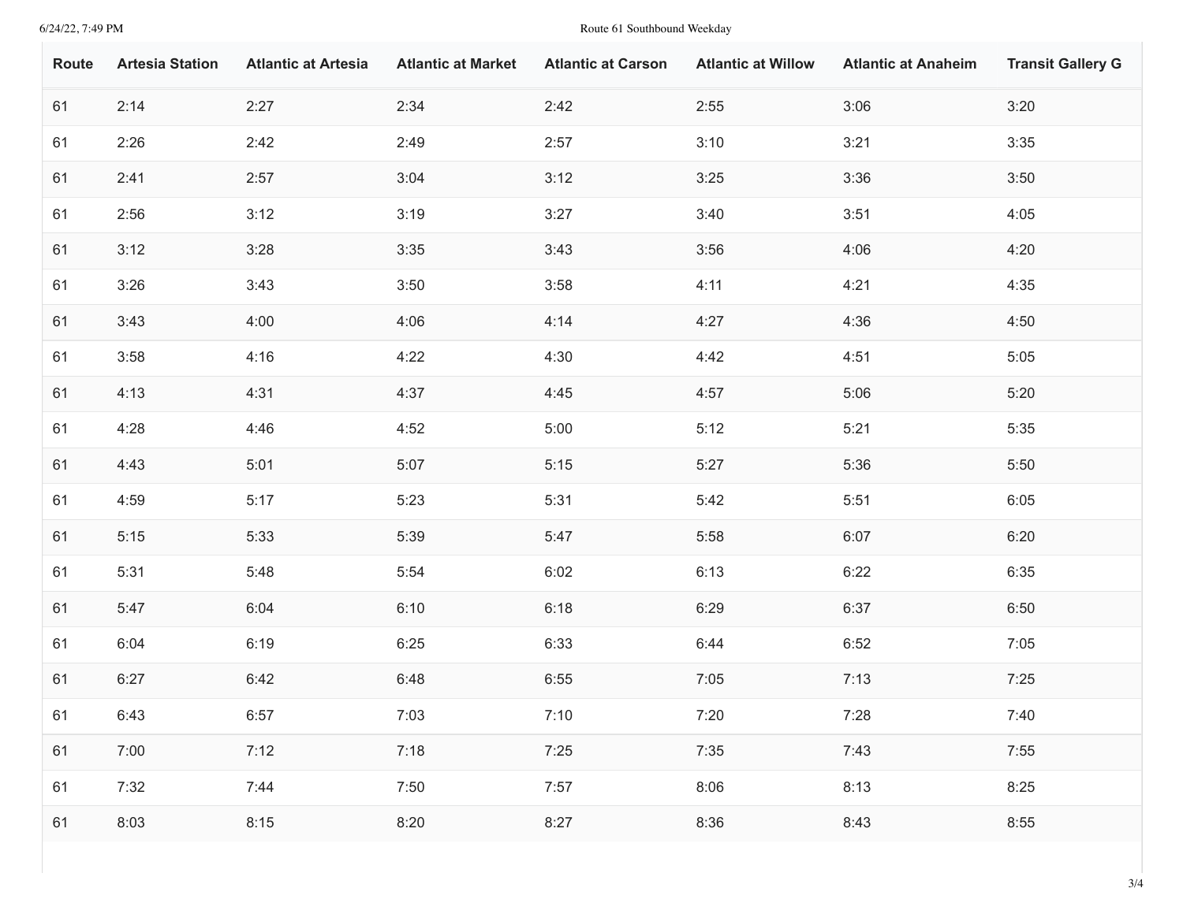| Route | Artesia Station | Atlantic at Artesia | Atlantic at Market | Atlantic at Carson | Atlantic at Willow | Atlantic at Anaheim | Transit Gallery G |
|---|---|---|---|---|---|---|---|
| 61 | 2:14 | 2:27 | 2:34 | 2:42 | 2:55 | 3:06 | 3:20 |
| 61 | 2:26 | 2:42 | 2:49 | 2:57 | 3:10 | 3:21 | 3:35 |
| 61 | 2:41 | 2:57 | 3:04 | 3:12 | 3:25 | 3:36 | 3:50 |
| 61 | 2:56 | 3:12 | 3:19 | 3:27 | 3:40 | 3:51 | 4:05 |
| 61 | 3:12 | 3:28 | 3:35 | 3:43 | 3:56 | 4:06 | 4:20 |
| 61 | 3:26 | 3:43 | 3:50 | 3:58 | 4:11 | 4:21 | 4:35 |
| 61 | 3:43 | 4:00 | 4:06 | 4:14 | 4:27 | 4:36 | 4:50 |
| 61 | 3:58 | 4:16 | 4:22 | 4:30 | 4:42 | 4:51 | 5:05 |
| 61 | 4:13 | 4:31 | 4:37 | 4:45 | 4:57 | 5:06 | 5:20 |
| 61 | 4:28 | 4:46 | 4:52 | 5:00 | 5:12 | 5:21 | 5:35 |
| 61 | 4:43 | 5:01 | 5:07 | 5:15 | 5:27 | 5:36 | 5:50 |
| 61 | 4:59 | 5:17 | 5:23 | 5:31 | 5:42 | 5:51 | 6:05 |
| 61 | 5:15 | 5:33 | 5:39 | 5:47 | 5:58 | 6:07 | 6:20 |
| 61 | 5:31 | 5:48 | 5:54 | 6:02 | 6:13 | 6:22 | 6:35 |
| 61 | 5:47 | 6:04 | 6:10 | 6:18 | 6:29 | 6:37 | 6:50 |
| 61 | 6:04 | 6:19 | 6:25 | 6:33 | 6:44 | 6:52 | 7:05 |
| 61 | 6:27 | 6:42 | 6:48 | 6:55 | 7:05 | 7:13 | 7:25 |
| 61 | 6:43 | 6:57 | 7:03 | 7:10 | 7:20 | 7:28 | 7:40 |
| 61 | 7:00 | 7:12 | 7:18 | 7:25 | 7:35 | 7:43 | 7:55 |
| 61 | 7:32 | 7:44 | 7:50 | 7:57 | 8:06 | 8:13 | 8:25 |
| 61 | 8:03 | 8:15 | 8:20 | 8:27 | 8:36 | 8:43 | 8:55 |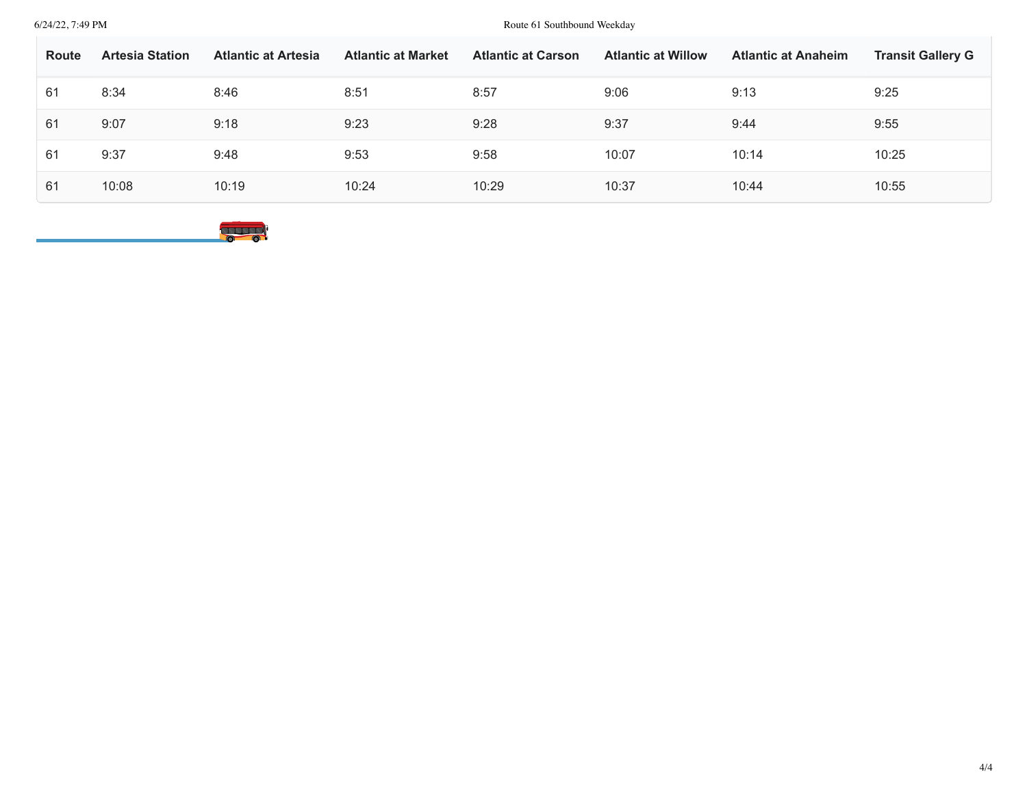| Route | Artesia Station | Atlantic at Artesia | Atlantic at Market | Atlantic at Carson | Atlantic at Willow | Atlantic at Anaheim | Transit Gallery G |
|---|---|---|---|---|---|---|---|
| 61 | 8:34 | 8:46 | 8:51 | 8:57 | 9:06 | 9:13 | 9:25 |
| 61 | 9:07 | 9:18 | 9:23 | 9:28 | 9:37 | 9:44 | 9:55 |
| 61 | 9:37 | 9:48 | 9:53 | 9:58 | 10:07 | 10:14 | 10:25 |
| 61 | 10:08 | 10:19 | 10:24 | 10:29 | 10:37 | 10:44 | 10:55 |